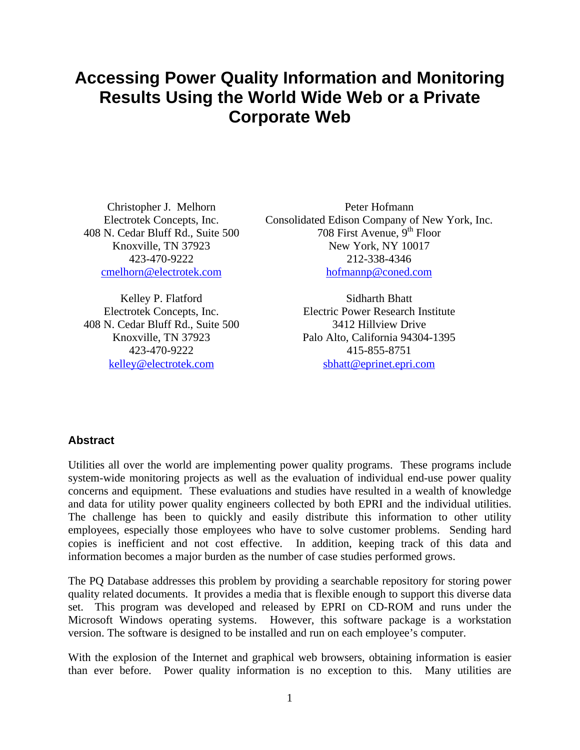# Accessing Power Quality Information and Monitoring Results Using the World Wide Web or a Private Corporate Web

Christopher J. Melhorn
Electrotek Concepts, Inc.
408 N. Cedar Bluff Rd., Suite 500
Knoxville, TN 37923
423-470-9222
cmelhorn@electrotek.com

Peter Hofmann
Consolidated Edison Company of New York, Inc.
708 First Avenue, 9th Floor
New York, NY 10017
212-338-4346
hofmannp@coned.com

Kelley P. Flatford
Electrotek Concepts, Inc.
408 N. Cedar Bluff Rd., Suite 500
Knoxville, TN 37923
423-470-9222
kelley@electrotek.com

Sidharth Bhatt
Electric Power Research Institute
3412 Hillview Drive
Palo Alto, California 94304-1395
415-855-8751
sbhatt@eprinet.epri.com

## Abstract

Utilities all over the world are implementing power quality programs. These programs include system-wide monitoring projects as well as the evaluation of individual end-use power quality concerns and equipment. These evaluations and studies have resulted in a wealth of knowledge and data for utility power quality engineers collected by both EPRI and the individual utilities. The challenge has been to quickly and easily distribute this information to other utility employees, especially those employees who have to solve customer problems. Sending hard copies is inefficient and not cost effective. In addition, keeping track of this data and information becomes a major burden as the number of case studies performed grows.

The PQ Database addresses this problem by providing a searchable repository for storing power quality related documents. It provides a media that is flexible enough to support this diverse data set. This program was developed and released by EPRI on CD-ROM and runs under the Microsoft Windows operating systems. However, this software package is a workstation version. The software is designed to be installed and run on each employee's computer.

With the explosion of the Internet and graphical web browsers, obtaining information is easier than ever before. Power quality information is no exception to this. Many utilities are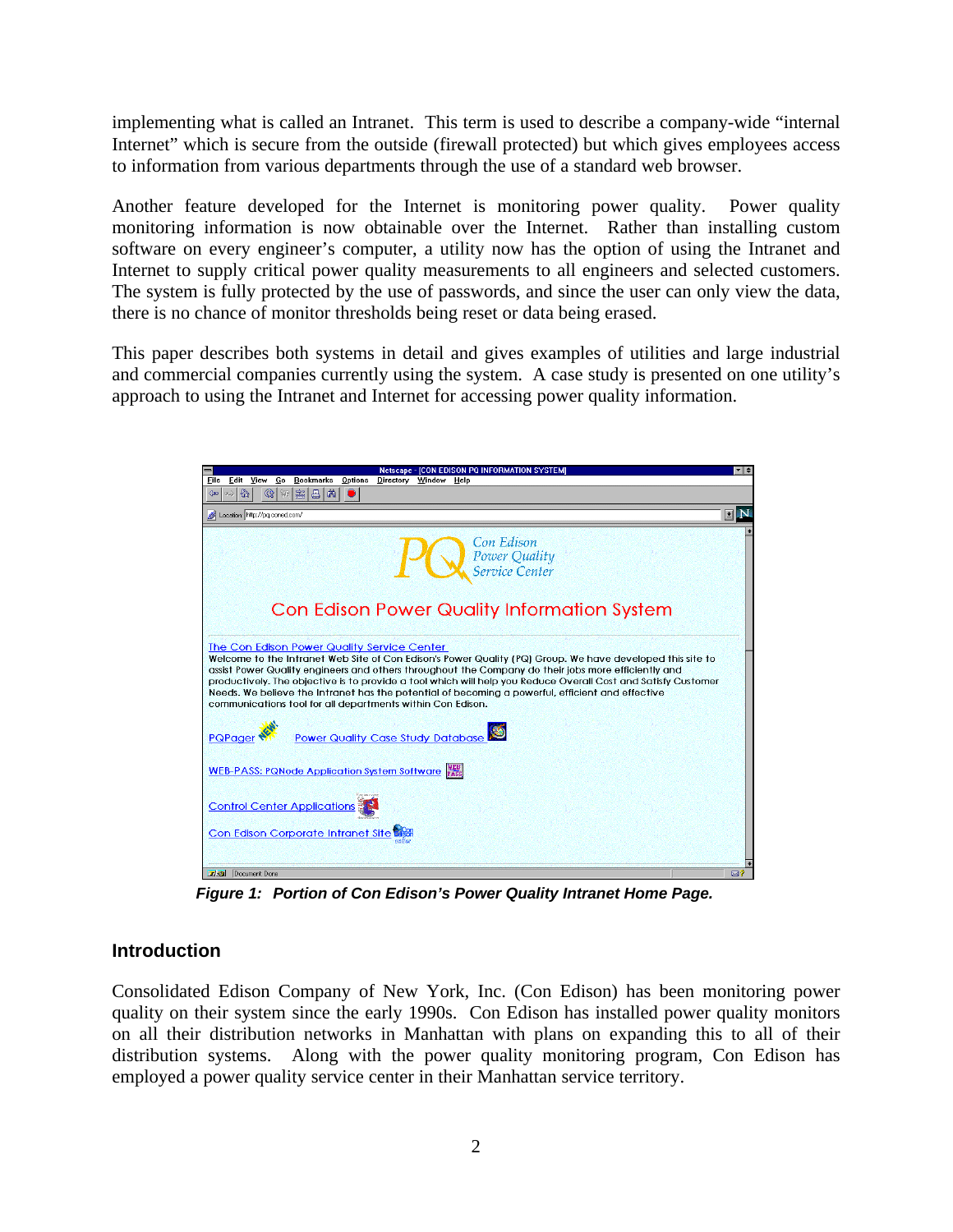implementing what is called an Intranet. This term is used to describe a company-wide "internal Internet" which is secure from the outside (firewall protected) but which gives employees access to information from various departments through the use of a standard web browser.

Another feature developed for the Internet is monitoring power quality. Power quality monitoring information is now obtainable over the Internet. Rather than installing custom software on every engineer's computer, a utility now has the option of using the Intranet and Internet to supply critical power quality measurements to all engineers and selected customers. The system is fully protected by the use of passwords, and since the user can only view the data, there is no chance of monitor thresholds being reset or data being erased.

This paper describes both systems in detail and gives examples of utilities and large industrial and commercial companies currently using the system. A case study is presented on one utility's approach to using the Intranet and Internet for accessing power quality information.

***Figure 1: Portion of Con Edison's Power Quality Intranet Home Page.***

## Introduction

Consolidated Edison Company of New York, Inc. (Con Edison) has been monitoring power quality on their system since the early 1990s. Con Edison has installed power quality monitors on all their distribution networks in Manhattan with plans on expanding this to all of their distribution systems. Along with the power quality monitoring program, Con Edison has employed a power quality service center in their Manhattan service territory.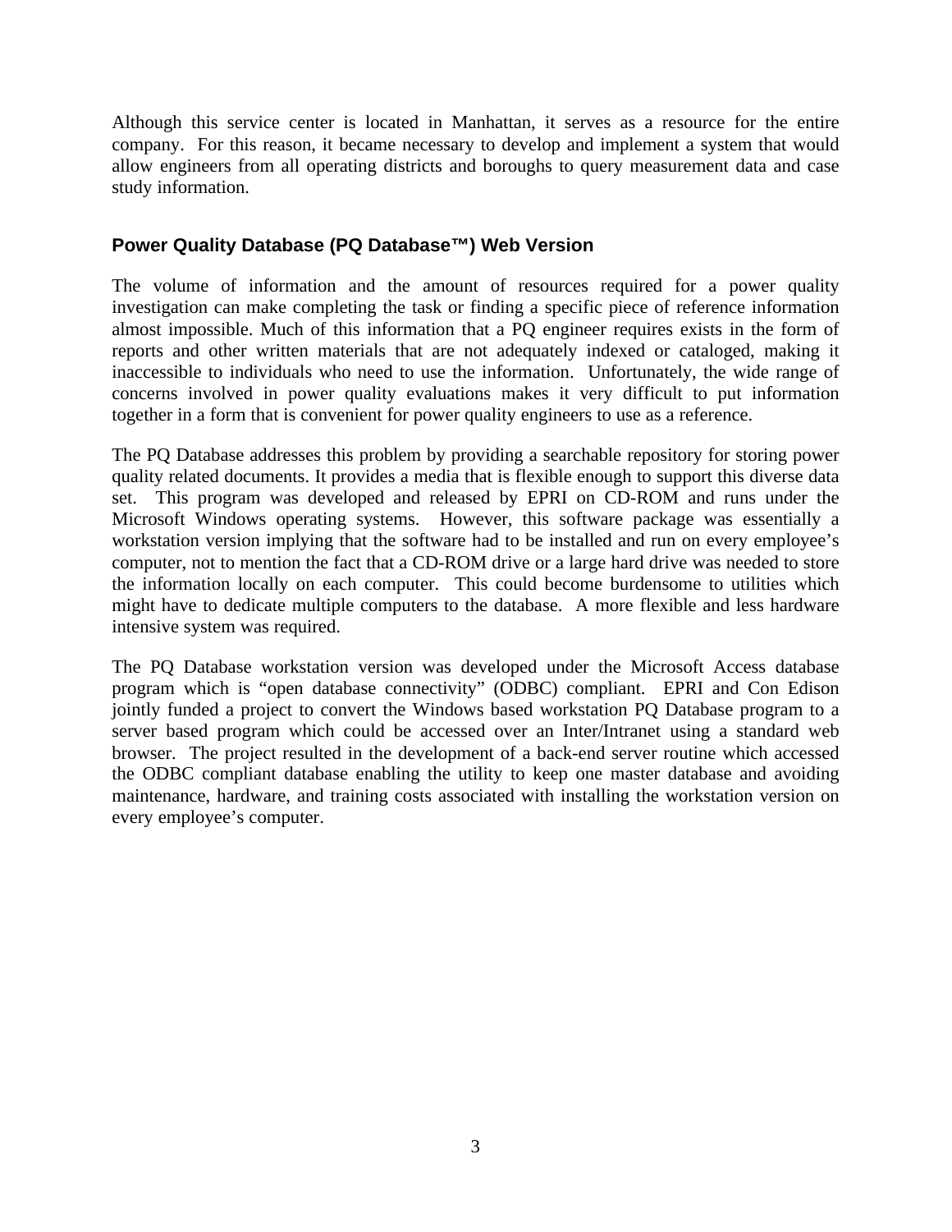Although this service center is located in Manhattan, it serves as a resource for the entire company. For this reason, it became necessary to develop and implement a system that would allow engineers from all operating districts and boroughs to query measurement data and case study information.

### Power Quality Database (PQ Database™) Web Version

The volume of information and the amount of resources required for a power quality investigation can make completing the task or finding a specific piece of reference information almost impossible. Much of this information that a PQ engineer requires exists in the form of reports and other written materials that are not adequately indexed or cataloged, making it inaccessible to individuals who need to use the information. Unfortunately, the wide range of concerns involved in power quality evaluations makes it very difficult to put information together in a form that is convenient for power quality engineers to use as a reference.

The PQ Database addresses this problem by providing a searchable repository for storing power quality related documents. It provides a media that is flexible enough to support this diverse data set. This program was developed and released by EPRI on CD-ROM and runs under the Microsoft Windows operating systems. However, this software package was essentially a workstation version implying that the software had to be installed and run on every employee's computer, not to mention the fact that a CD-ROM drive or a large hard drive was needed to store the information locally on each computer. This could become burdensome to utilities which might have to dedicate multiple computers to the database. A more flexible and less hardware intensive system was required.

The PQ Database workstation version was developed under the Microsoft Access database program which is "open database connectivity" (ODBC) compliant. EPRI and Con Edison jointly funded a project to convert the Windows based workstation PQ Database program to a server based program which could be accessed over an Inter/Intranet using a standard web browser. The project resulted in the development of a back-end server routine which accessed the ODBC compliant database enabling the utility to keep one master database and avoiding maintenance, hardware, and training costs associated with installing the workstation version on every employee's computer.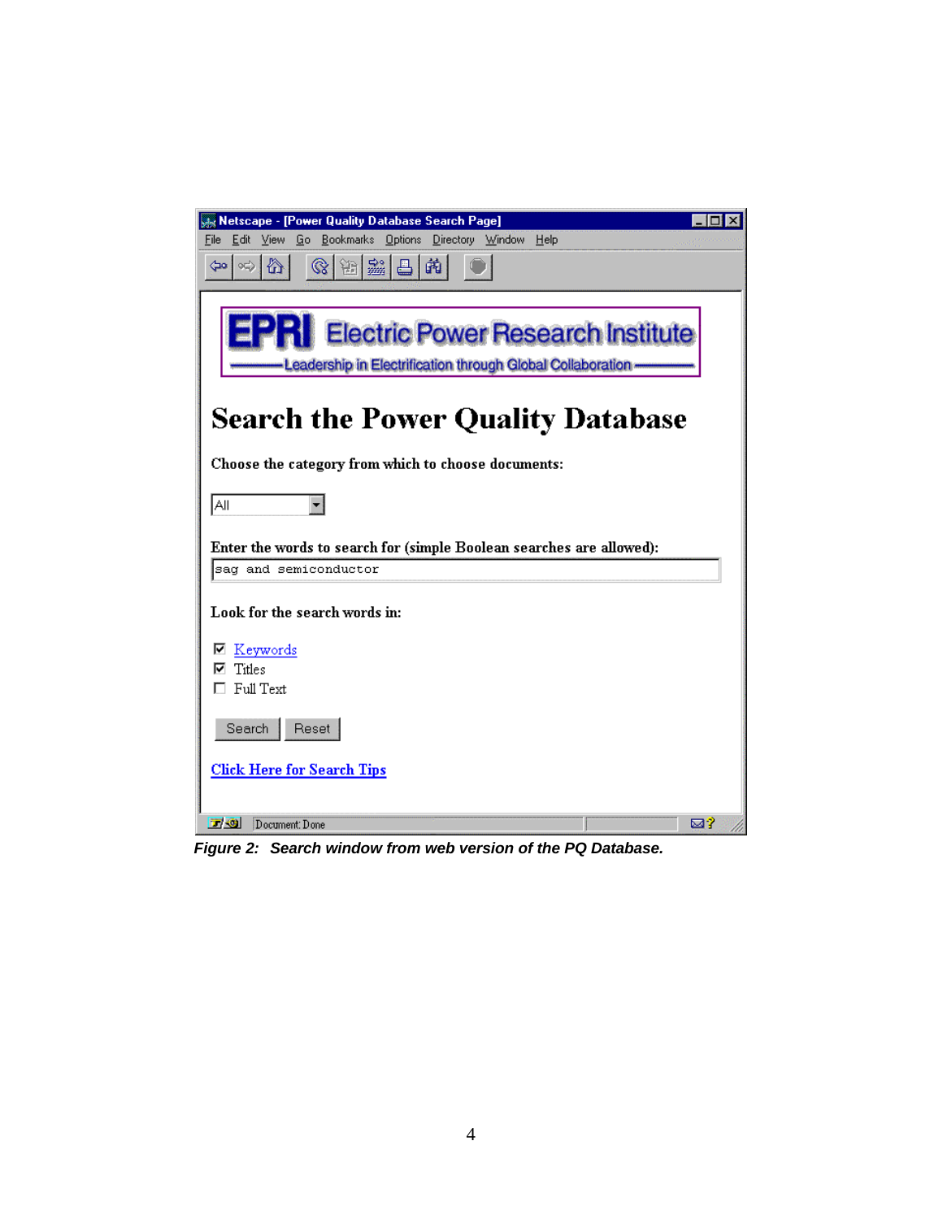Netscape - [Power Quality Database Search Page]

File Edit View Go Bookmarks Options Directory Window Help

**EPRI** Electric Power Research Institute

Leadership in Electrification through Global Collaboration

# Search the Power Quality Database

Choose the category from which to choose documents:

All

Enter the words to search for (simple Boolean searches are allowed):

sag and semiconductor

Look for the search words in:

- [x] Keywords
- [x] Titles
- [ ] Full Text

Search Reset

Click Here for Search Tips

Document: Done

*Figure 2: Search window from web version of the PQ Database.*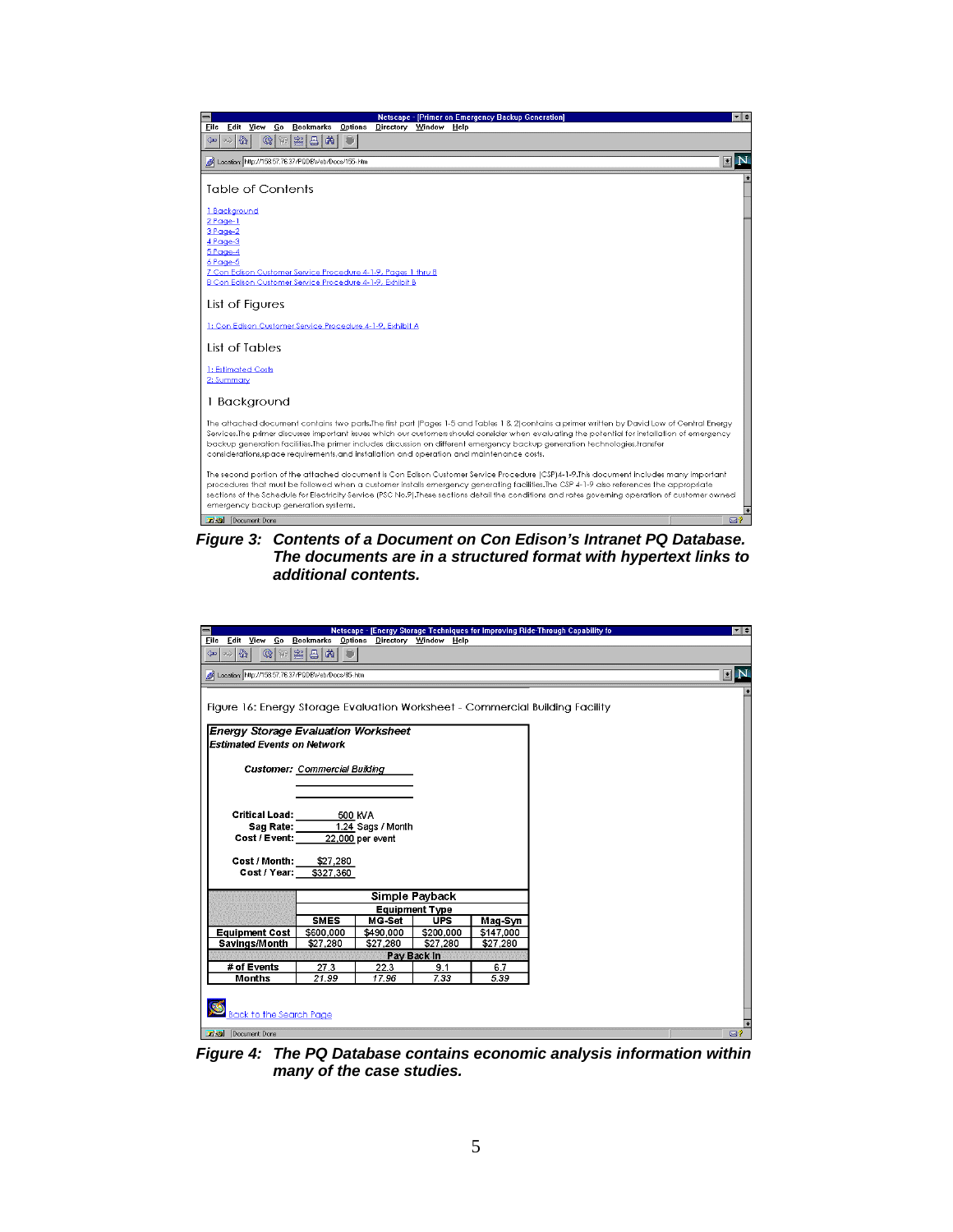Netscape - [Primer on Emergency Backup Generation]

Location: http://158.57.78.37/PQDBWeb/Docs/155.htm

## Table of Contents

1 Background
2 Page-1
3 Page-2
4 Page-3
5 Page-4
6 Page-5
7 Con Edison Customer Service Procedure 4-1-9, Pages 1 thru 8
8 Con Edison Customer Service Procedure 4-1-9, Exhibit B

## List of Figures

1: Con Edison Customer Service Procedure 4-1-9, Exhibit A

## List of Tables

1: Estimated Costs
2: Summary

## 1 Background

The attached document contains two parts.The first part (Pages 1-5 and Tables 1 & 2)contains a primer written by David Low of Central Energy Services.The primer discusses important issues which our customers should consider when evaluating the potential for installation of emergency backup generation facilities.The primer includes discussion on different emergency backup generation technologies,transfer considerations,space requirements,and installation and operation and maintenance costs.

The second portion of the attached document is Con Edison Customer Service Procedure (CSP)4-1-9.This document includes many important procedures that must be followed when a customer installs emergency generating facilities.The CSP 4-1-9 also references the appropriate sections of the Schedule for Electricity Service (PSC No.9).These sections detail the conditions and rates governing operation of customer owned emergency backup generation systems.

Document: Done

***Figure 3: Contents of a Document on Con Edison's Intranet PQ Database. The documents are in a structured format with hypertext links to additional contents.***

Netscape - [Energy Storage Techniques for Improving Ride-Through Capability fo

Location: http://158.57.78.37/PQDBWeb/Docs/85.htm

Figure 16: Energy Storage Evaluation Worksheet - Commercial Building Facility

***Energy Storage Evaluation Worksheet***
***Estimated Events on Network***

**Customer:** *Commercial Building*

**Critical Load:** 500 KVA
**Sag Rate:** 1.24 Sags / Month
**Cost / Event:** 22,000 per event

**Cost / Month:** $27,280
**Cost / Year:** $327,360

| | Simple Payback | | | |
|---|---|---|---|---|
| | Equipment Type | | | |
| | **SMES** | **MG-Set** | **UPS** | **Mag-Syn** |
| **Equipment Cost** | $600,000 | $490,000 | $200,000 | $147,000 |
| **Savings/Month** | $27,280 | $27,280 | $27,280 | $27,280 |
| | **Pay Back In** | | | |
| **# of Events** | 27.3 | 22.3 | 9.1 | 6.7 |
| **Months** | *21.99* | *17.96* | *7.33* | *5.39* |

Back to the Search Page

Document: Done

***Figure 4: The PQ Database contains economic analysis information within many of the case studies.***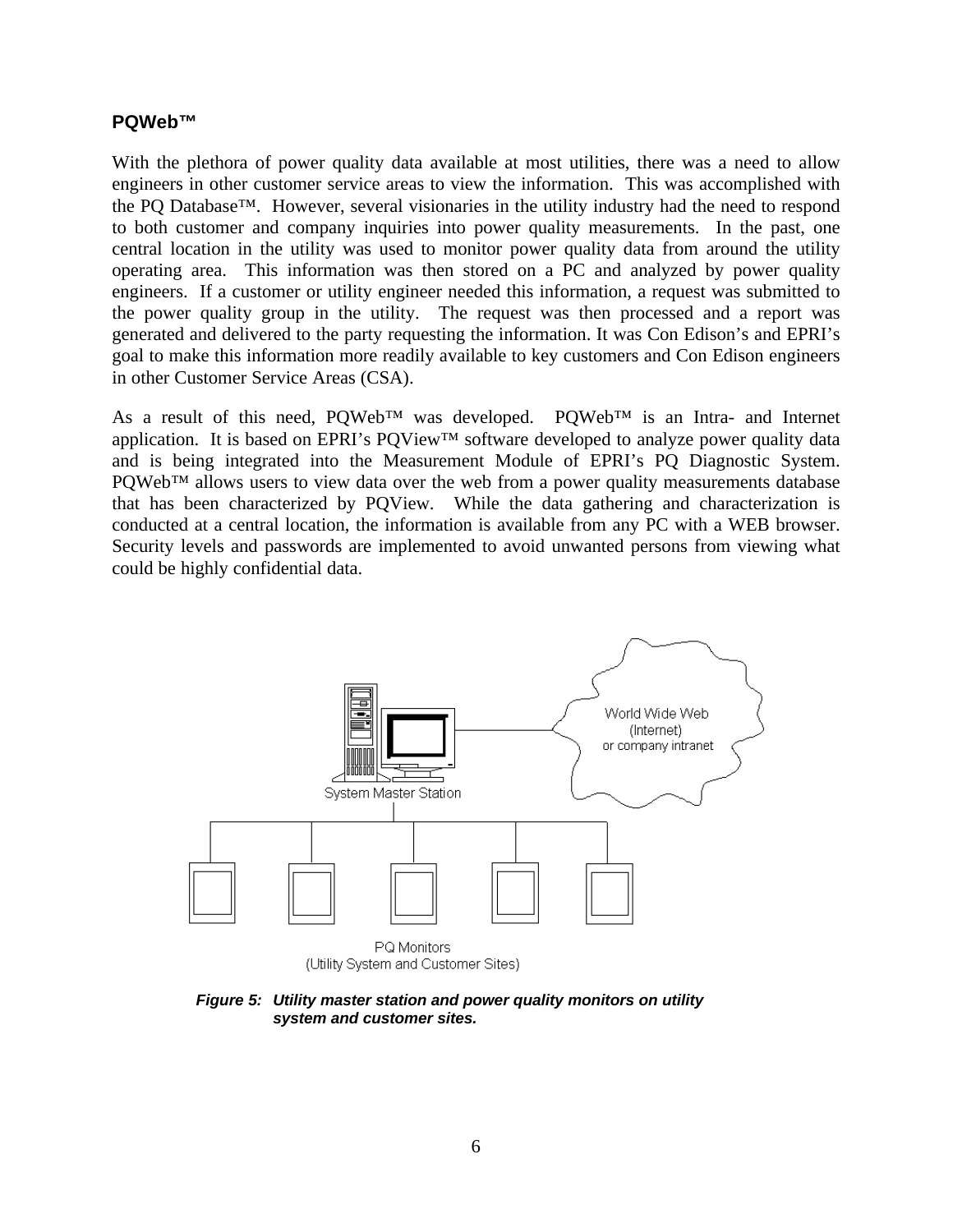## PQWeb™

With the plethora of power quality data available at most utilities, there was a need to allow engineers in other customer service areas to view the information. This was accomplished with the PQ Database™. However, several visionaries in the utility industry had the need to respond to both customer and company inquiries into power quality measurements. In the past, one central location in the utility was used to monitor power quality data from around the utility operating area. This information was then stored on a PC and analyzed by power quality engineers. If a customer or utility engineer needed this information, a request was submitted to the power quality group in the utility. The request was then processed and a report was generated and delivered to the party requesting the information. It was Con Edison's and EPRI's goal to make this information more readily available to key customers and Con Edison engineers in other Customer Service Areas (CSA).

As a result of this need, PQWeb™ was developed. PQWeb™ is an Intra- and Internet application. It is based on EPRI's PQView™ software developed to analyze power quality data and is being integrated into the Measurement Module of EPRI's PQ Diagnostic System. PQWeb™ allows users to view data over the web from a power quality measurements database that has been characterized by PQView. While the data gathering and characterization is conducted at a central location, the information is available from any PC with a WEB browser. Security levels and passwords are implemented to avoid unwanted persons from viewing what could be highly confidential data.

System Master Station

World Wide Web (Internet) or company intranet

PQ Monitors (Utility System and Customer Sites)

***Figure 5: Utility master station and power quality monitors on utility system and customer sites.***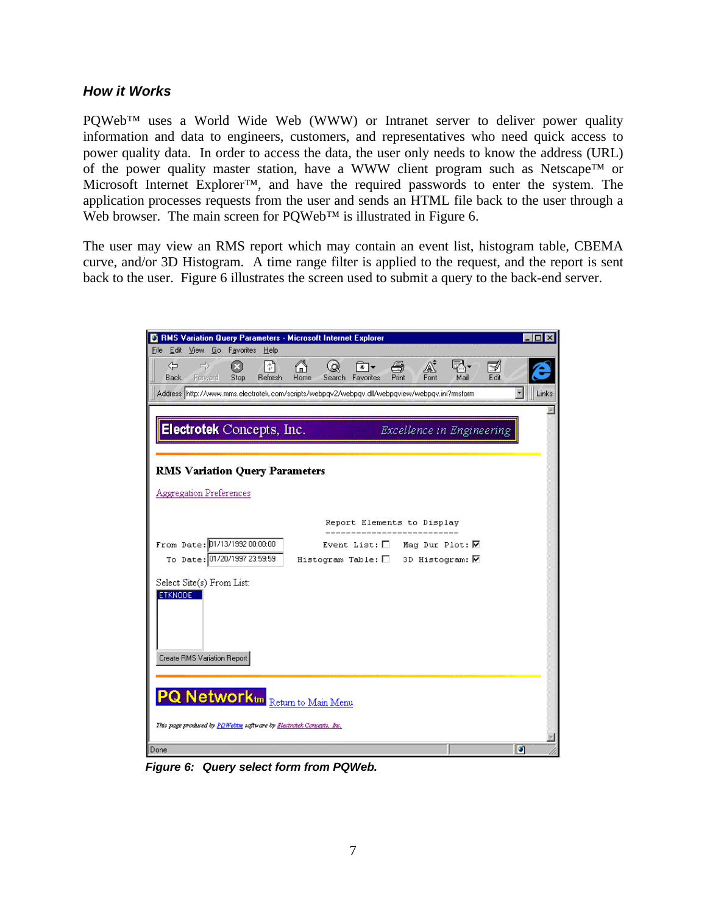### *How it Works*

PQWeb™ uses a World Wide Web (WWW) or Intranet server to deliver power quality information and data to engineers, customers, and representatives who need quick access to power quality data. In order to access the data, the user only needs to know the address (URL) of the power quality master station, have a WWW client program such as Netscape™ or Microsoft Internet Explorer™, and have the required passwords to enter the system. The application processes requests from the user and sends an HTML file back to the user through a Web browser. The main screen for PQWeb™ is illustrated in Figure 6.

The user may view an RMS report which may contain an event list, histogram table, CBEMA curve, and/or 3D Histogram. A time range filter is applied to the request, and the report is sent back to the user. Figure 6 illustrates the screen used to submit a query to the back-end server.

***Figure 6: Query select form from PQWeb.***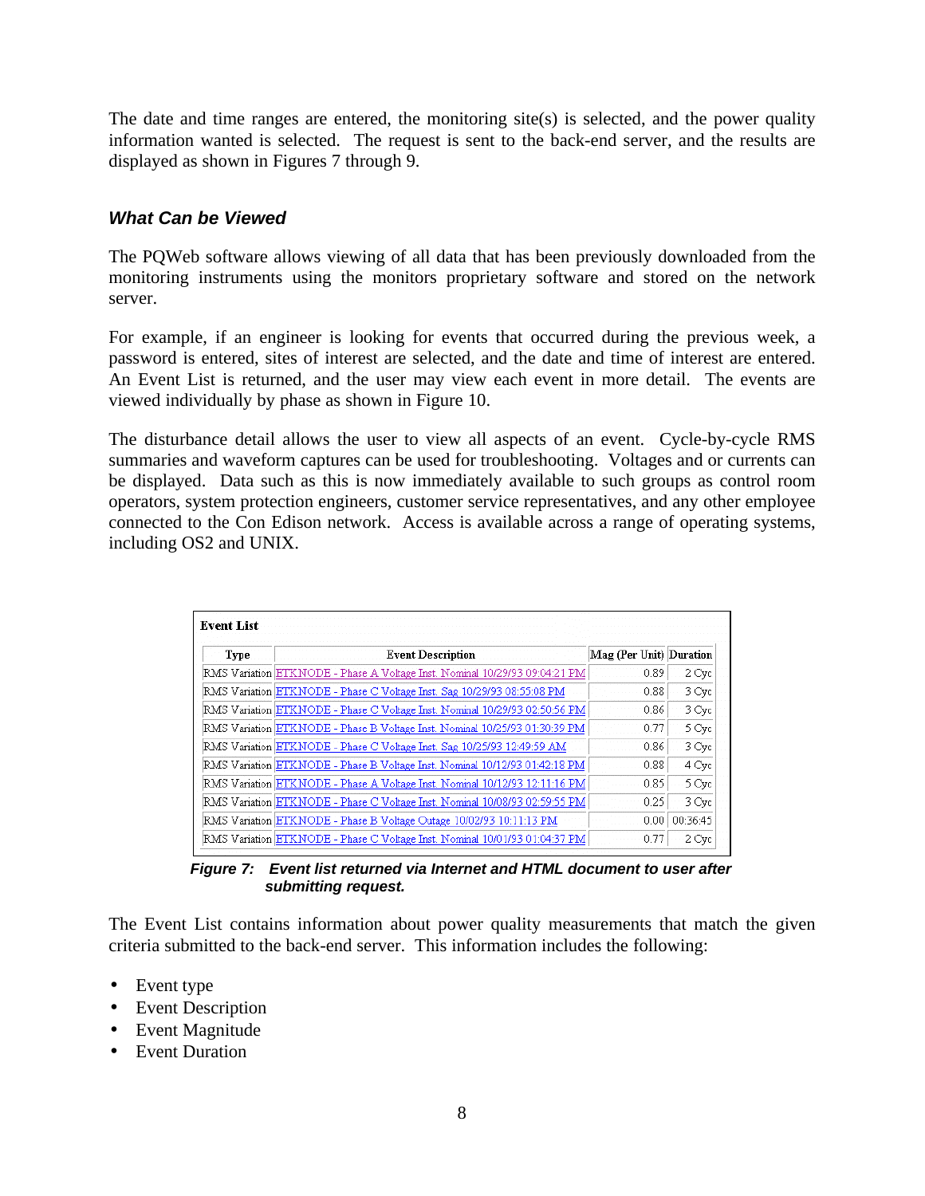The date and time ranges are entered, the monitoring site(s) is selected, and the power quality information wanted is selected. The request is sent to the back-end server, and the results are displayed as shown in Figures 7 through 9.

### *What Can be Viewed*

The PQWeb software allows viewing of all data that has been previously downloaded from the monitoring instruments using the monitors proprietary software and stored on the network server.

For example, if an engineer is looking for events that occurred during the previous week, a password is entered, sites of interest are selected, and the date and time of interest are entered. An Event List is returned, and the user may view each event in more detail. The events are viewed individually by phase as shown in Figure 10.

The disturbance detail allows the user to view all aspects of an event. Cycle-by-cycle RMS summaries and waveform captures can be used for troubleshooting. Voltages and or currents can be displayed. Data such as this is now immediately available to such groups as control room operators, system protection engineers, customer service representatives, and any other employee connected to the Con Edison network. Access is available across a range of operating systems, including OS2 and UNIX.

**Event List**

| Type | Event Description | Mag (Per Unit) | Duration |
|---|---|---|---|
| RMS Variation | ETKNODE - Phase A Voltage Inst. Nominal 10/29/93 09:04:21 PM | 0.89 | 2 Cyc |
| RMS Variation | ETKNODE - Phase C Voltage Inst. Sag 10/29/93 08:55:08 PM | 0.88 | 3 Cyc |
| RMS Variation | ETKNODE - Phase C Voltage Inst. Nominal 10/29/93 02:50:56 PM | 0.86 | 3 Cyc |
| RMS Variation | ETKNODE - Phase B Voltage Inst. Nominal 10/25/93 01:30:39 PM | 0.77 | 5 Cyc |
| RMS Variation | ETKNODE - Phase C Voltage Inst. Sag 10/25/93 12:49:59 AM | 0.86 | 3 Cyc |
| RMS Variation | ETKNODE - Phase B Voltage Inst. Nominal 10/12/93 01:42:18 PM | 0.88 | 4 Cyc |
| RMS Variation | ETKNODE - Phase A Voltage Inst. Nominal 10/12/93 12:11:16 PM | 0.85 | 5 Cyc |
| RMS Variation | ETKNODE - Phase C Voltage Inst. Nominal 10/08/93 02:59:55 PM | 0.25 | 3 Cyc |
| RMS Variation | ETKNODE - Phase B Voltage Outage 10/02/93 10:11:13 PM | 0.00 | 00:36:45 |
| RMS Variation | ETKNODE - Phase C Voltage Inst. Nominal 10/01/93 01:04:37 PM | 0.77 | 2 Cyc |

***Figure 7: Event list returned via Internet and HTML document to user after submitting request.***

The Event List contains information about power quality measurements that match the given criteria submitted to the back-end server. This information includes the following:

- Event type
- Event Description
- Event Magnitude
- Event Duration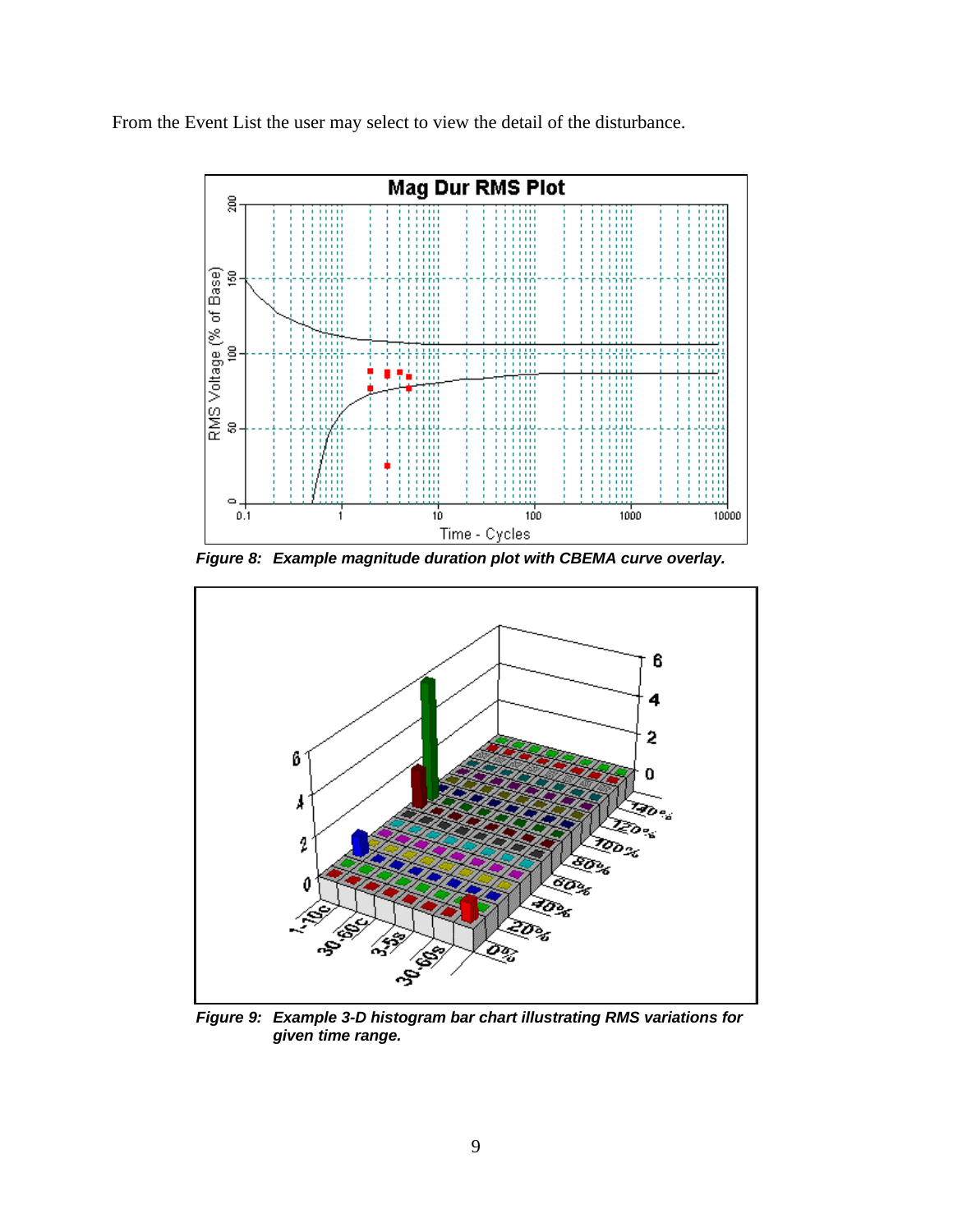From the Event List the user may select to view the detail of the disturbance.

***Figure 8: Example magnitude duration plot with CBEMA curve overlay.***

***Figure 9: Example 3-D histogram bar chart illustrating RMS variations for given time range.***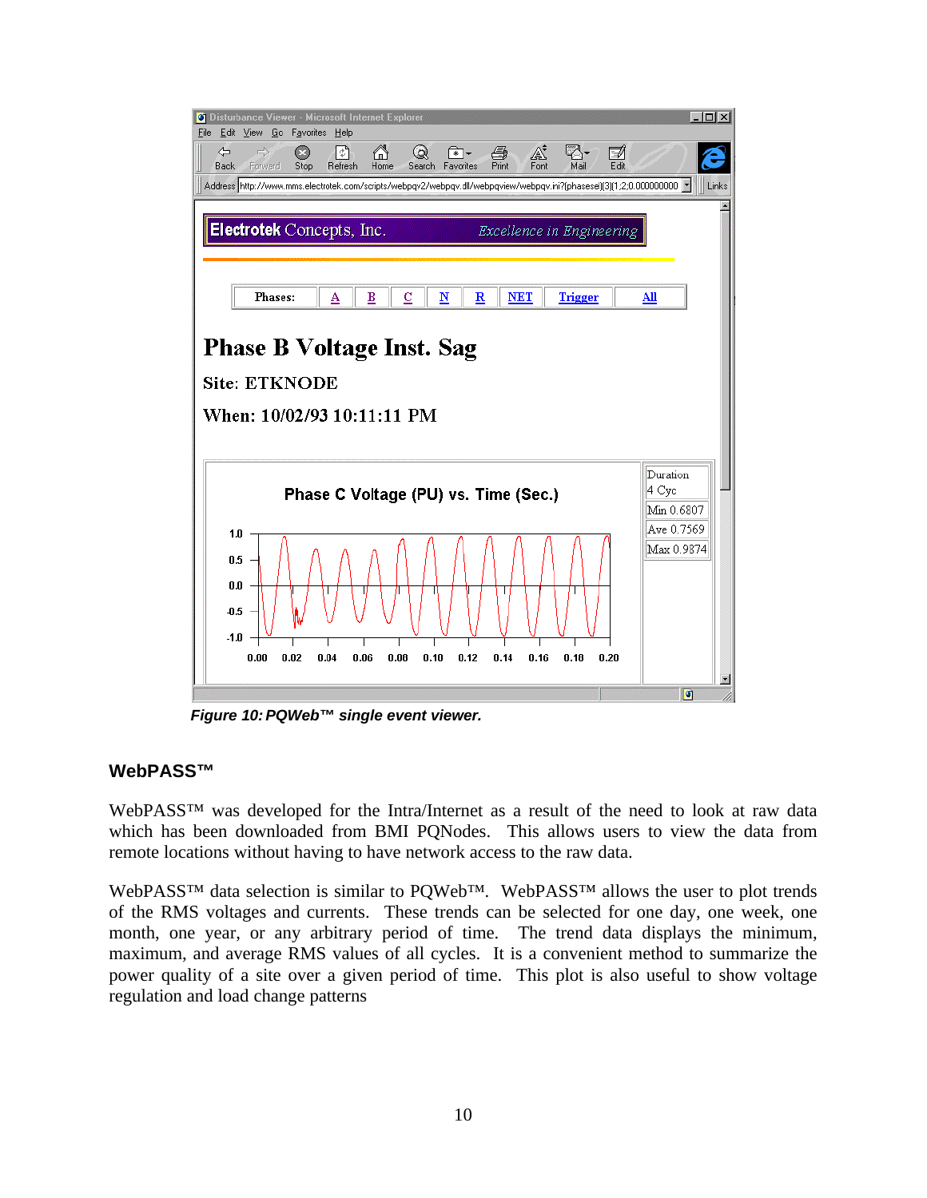Figure 10: PQWeb™ single event viewer.

## WebPASS™

WebPASS™ was developed for the Intra/Internet as a result of the need to look at raw data which has been downloaded from BMI PQNodes. This allows users to view the data from remote locations without having to have network access to the raw data.

WebPASS™ data selection is similar to PQWeb™. WebPASS™ allows the user to plot trends of the RMS voltages and currents. These trends can be selected for one day, one week, one month, one year, or any arbitrary period of time. The trend data displays the minimum, maximum, and average RMS values of all cycles. It is a convenient method to summarize the power quality of a site over a given period of time. This plot is also useful to show voltage regulation and load change patterns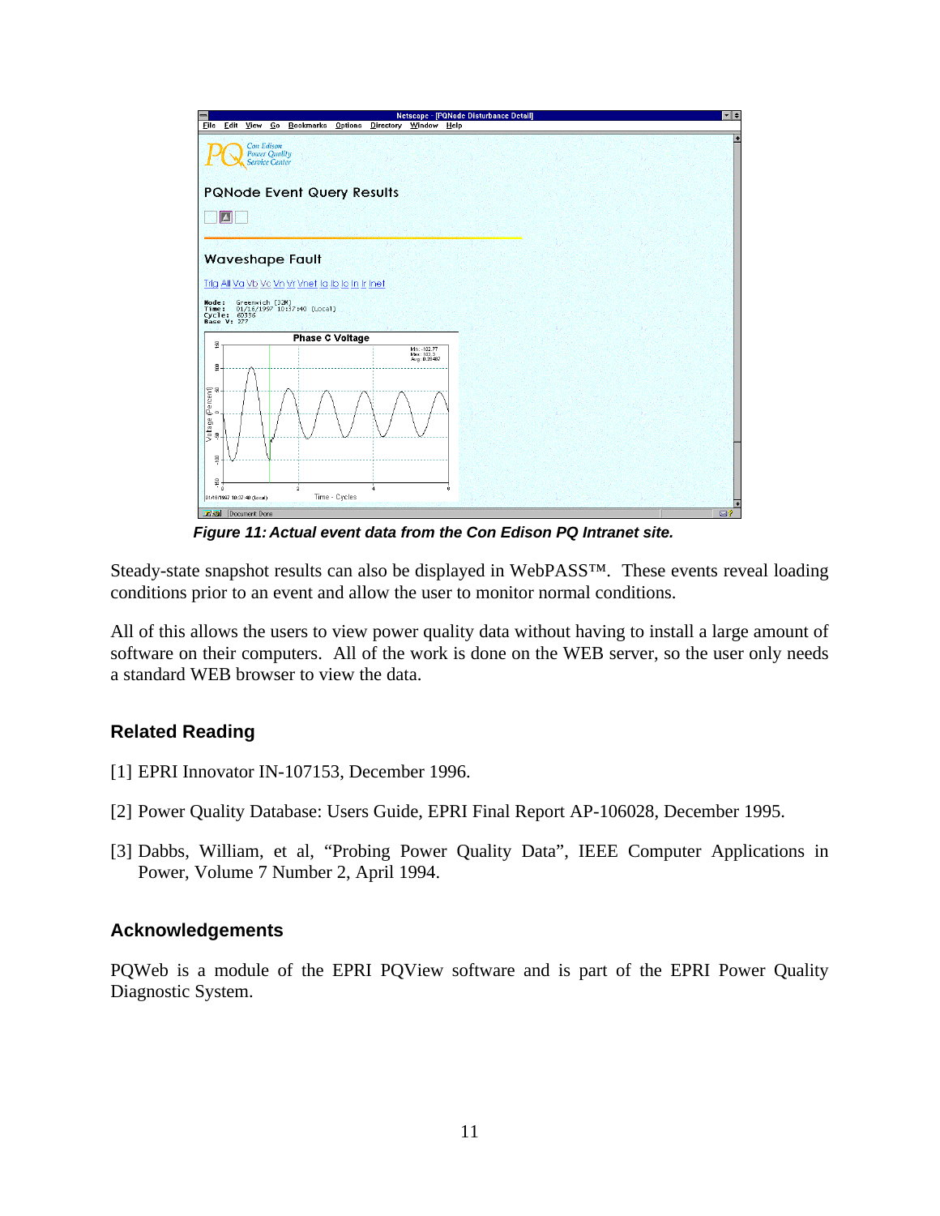*Figure 11: Actual event data from the Con Edison PQ Intranet site.*

Steady-state snapshot results can also be displayed in WebPASS™. These events reveal loading conditions prior to an event and allow the user to monitor normal conditions.

All of this allows the users to view power quality data without having to install a large amount of software on their computers. All of the work is done on the WEB server, so the user only needs a standard WEB browser to view the data.

## Related Reading

[1] EPRI Innovator IN-107153, December 1996.

[2] Power Quality Database: Users Guide, EPRI Final Report AP-106028, December 1995.

[3] Dabbs, William, et al, “Probing Power Quality Data”, IEEE Computer Applications in Power, Volume 7 Number 2, April 1994.

## Acknowledgements

PQWeb is a module of the EPRI PQView software and is part of the EPRI Power Quality Diagnostic System.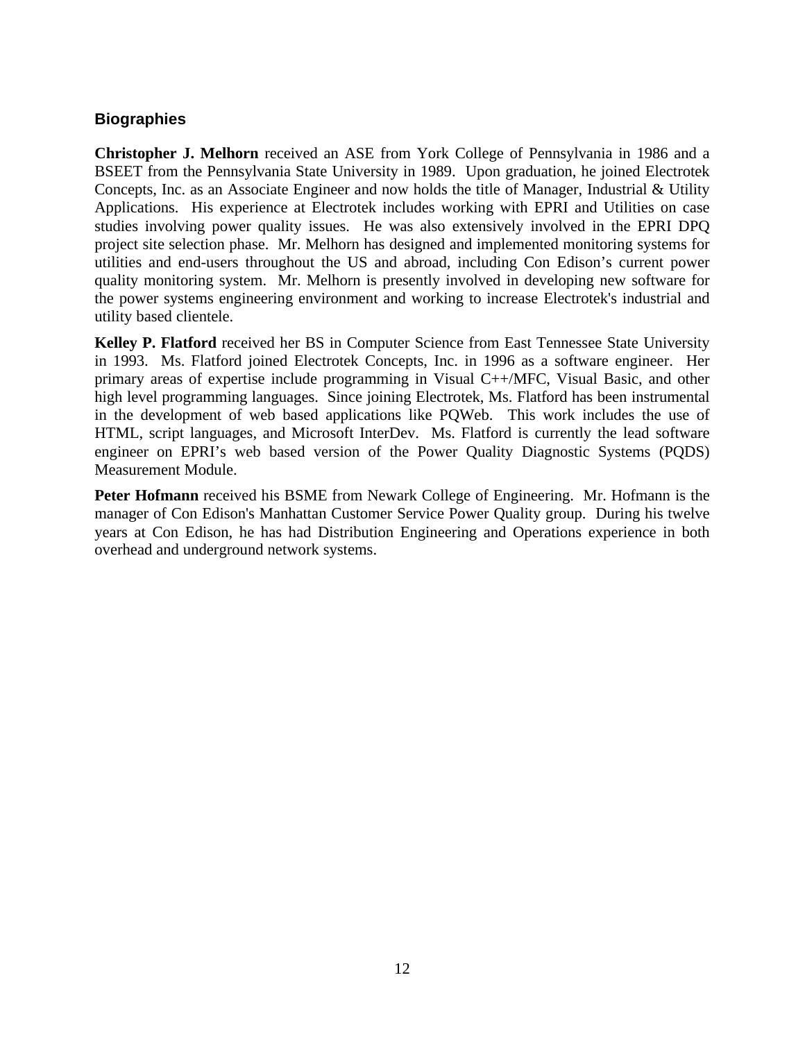## Biographies

**Christopher J. Melhorn** received an ASE from York College of Pennsylvania in 1986 and a BSEET from the Pennsylvania State University in 1989. Upon graduation, he joined Electrotek Concepts, Inc. as an Associate Engineer and now holds the title of Manager, Industrial & Utility Applications. His experience at Electrotek includes working with EPRI and Utilities on case studies involving power quality issues. He was also extensively involved in the EPRI DPQ project site selection phase. Mr. Melhorn has designed and implemented monitoring systems for utilities and end-users throughout the US and abroad, including Con Edison's current power quality monitoring system. Mr. Melhorn is presently involved in developing new software for the power systems engineering environment and working to increase Electrotek's industrial and utility based clientele.

**Kelley P. Flatford** received her BS in Computer Science from East Tennessee State University in 1993. Ms. Flatford joined Electrotek Concepts, Inc. in 1996 as a software engineer. Her primary areas of expertise include programming in Visual C++/MFC, Visual Basic, and other high level programming languages. Since joining Electrotek, Ms. Flatford has been instrumental in the development of web based applications like PQWeb. This work includes the use of HTML, script languages, and Microsoft InterDev. Ms. Flatford is currently the lead software engineer on EPRI's web based version of the Power Quality Diagnostic Systems (PQDS) Measurement Module.

**Peter Hofmann** received his BSME from Newark College of Engineering. Mr. Hofmann is the manager of Con Edison's Manhattan Customer Service Power Quality group. During his twelve years at Con Edison, he has had Distribution Engineering and Operations experience in both overhead and underground network systems.